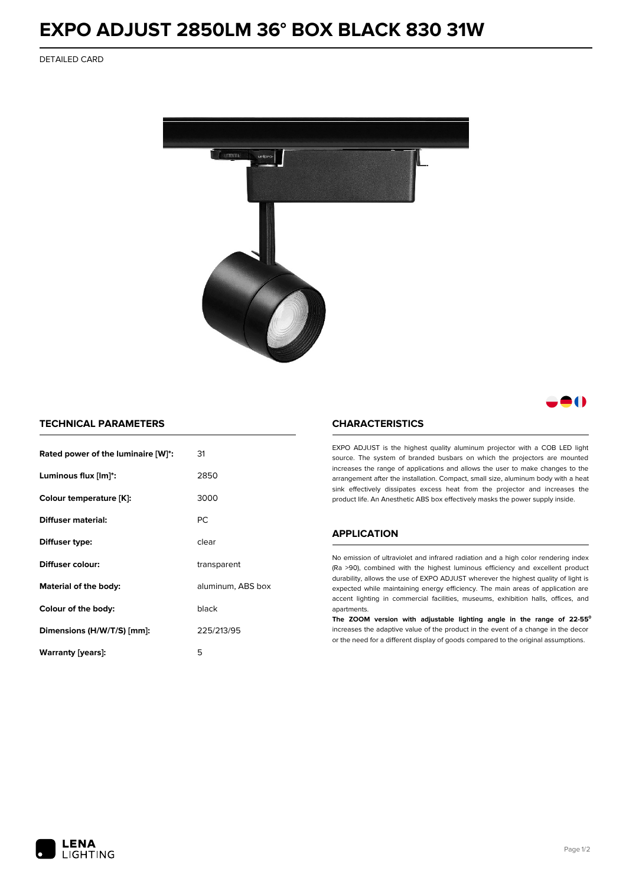# EXPO ADJUST 2850LM 36° BOX BLACK 830 31W

DETAILED CARD

## TECHNICAL PARAMETERS

| | |
|---|---|
| **Rated power of the luminaire [W]*:** | 31 |
| **Luminous flux [lm]*:** | 2850 |
| **Colour temperature [K]:** | 3000 |
| **Diffuser material:** | PC |
| **Diffuser type:** | clear |
| **Diffuser colour:** | transparent |
| **Material of the body:** | aluminum, ABS box |
| **Colour of the body:** | black |
| **Dimensions (H/W/T/S) [mm]:** | 225/213/95 |
| **Warranty [years]:** | 5 |

## CHARACTERISTICS

EXPO ADJUST is the highest quality aluminum projector with a COB LED light source. The system of branded busbars on which the projectors are mounted increases the range of applications and allows the user to make changes to the arrangement after the installation. Compact, small size, aluminum body with a heat sink effectively dissipates excess heat from the projector and increases the product life. An Anesthetic ABS box effectively masks the power supply inside.

## APPLICATION

No emission of ultraviolet and infrared radiation and a high color rendering index (Ra >90), combined with the highest luminous efficiency and excellent product durability, allows the use of EXPO ADJUST wherever the highest quality of light is expected while maintaining energy efficiency. The main areas of application are accent lighting in commercial facilities, museums, exhibition halls, offices, and apartments.

**The ZOOM version with adjustable lighting angle in the range of 22-55°** increases the adaptive value of the product in the event of a change in the decor or the need for a different display of goods compared to the original assumptions.

LENA LIGHTING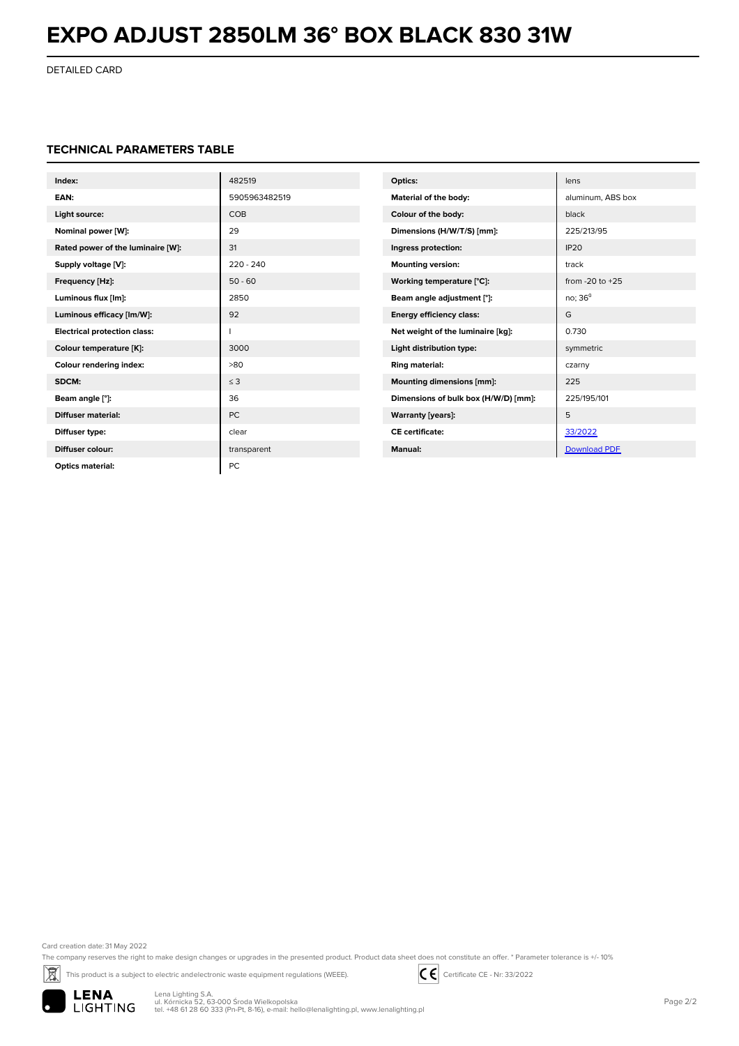# EXPO ADJUST 2850LM 36° BOX BLACK 830 31W

DETAILED CARD

### TECHNICAL PARAMETERS TABLE

| | | | |
|---|---|---|---|
| **Index:** | 482519 | **Optics:** | lens |
| **EAN:** | 5905963482519 | **Material of the body:** | aluminum, ABS box |
| **Light source:** | COB | **Colour of the body:** | black |
| **Nominal power [W]:** | 29 | **Dimensions (H/W/T/S) [mm]:** | 225/213/95 |
| **Rated power of the luminaire [W]:** | 31 | **Ingress protection:** | IP20 |
| **Supply voltage [V]:** | 220 - 240 | **Mounting version:** | track |
| **Frequency [Hz]:** | 50 - 60 | **Working temperature [°C]:** | from -20 to +25 |
| **Luminous flux [lm]:** | 2850 | **Beam angle adjustment [°]:** | no; 36⁰ |
| **Luminous efficacy [lm/W]:** | 92 | **Energy efficiency class:** | G |
| **Electrical protection class:** | I | **Net weight of the luminaire [kg]:** | 0.730 |
| **Colour temperature [K]:** | 3000 | **Light distribution type:** | symmetric |
| **Colour rendering index:** | >80 | **Ring material:** | czarny |
| **SDCM:** | ≤ 3 | **Mounting dimensions [mm]:** | 225 |
| **Beam angle [°]:** | 36 | **Dimensions of bulk box (H/W/D) [mm]:** | 225/195/101 |
| **Diffuser material:** | PC | **Warranty [years]:** | 5 |
| **Diffuser type:** | clear | **CE certificate:** | 33/2022 |
| **Diffuser colour:** | transparent | **Manual:** | Download PDF |
| **Optics material:** | PC | | |

Card creation date: 31 May 2022

The company reserves the right to make design changes or upgrades in the presented product. Product data sheet does not constitute an offer. * Parameter tolerance is +/- 10%

This product is a subject to electric andelectronic waste equipment regulations (WEEE).

Certificate CE - Nr: 33/2022

LENA LIGHTING

Lena Lighting S.A.
ul. Kórnicka 52, 63-000 Środa Wielkopolska
tel. +48 61 28 60 333 (Pn-Pt, 8-16), e-mail: hello@lenalighting.pl, www.lenalighting.pl